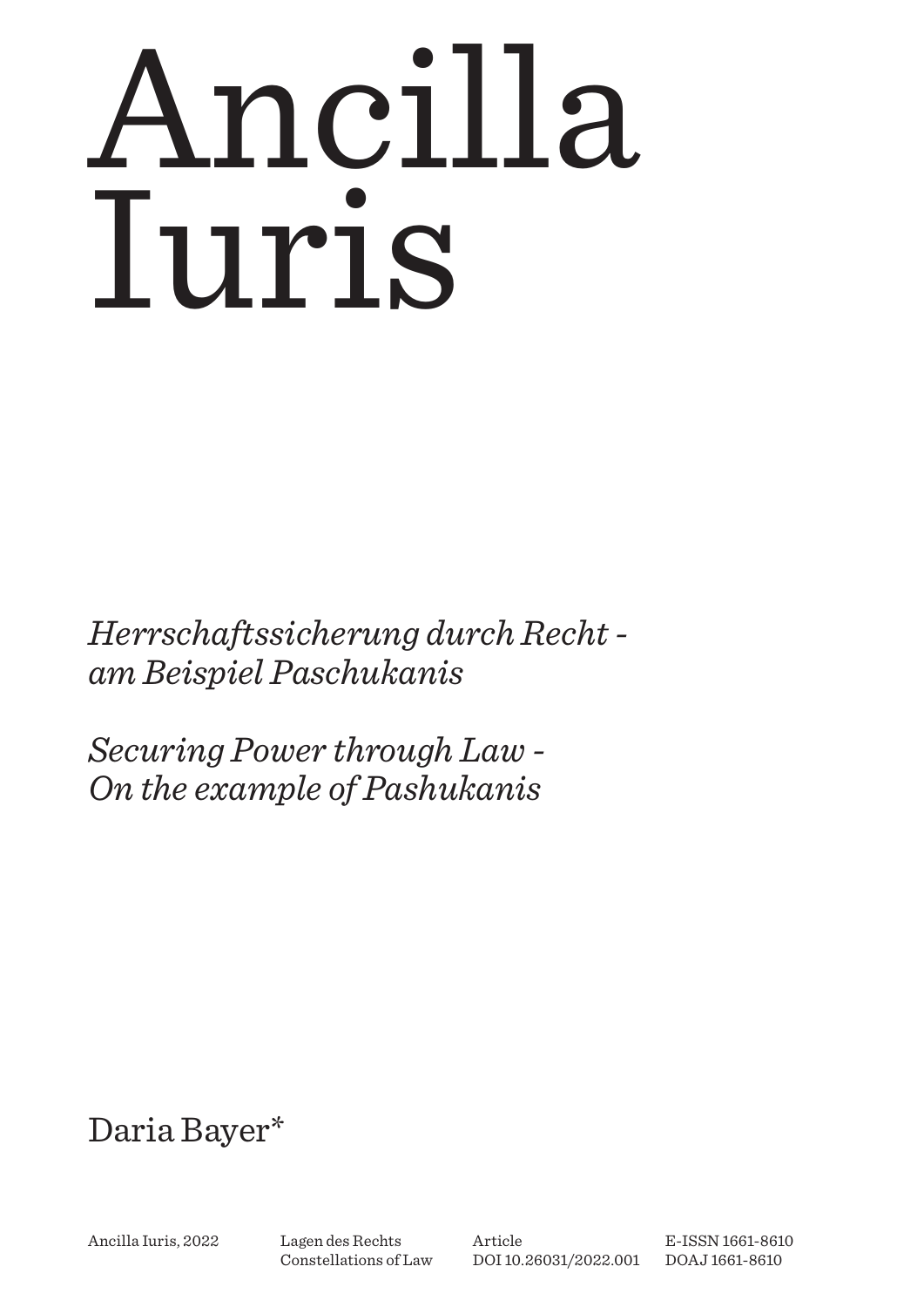# Ancilla Iuris

*Herrschaftssicherung durch Recht - am Beispiel Paschukanis*

*Securing Power through Law - On the example of Pashukanis*

Daria Bayer*

Ancilla Iuris, 2022 | Lagen des Rechts Constellations of Law | Article DOI 10.26031/2022.001 | E-ISSN 1661-8610 DOAJ 1661-8610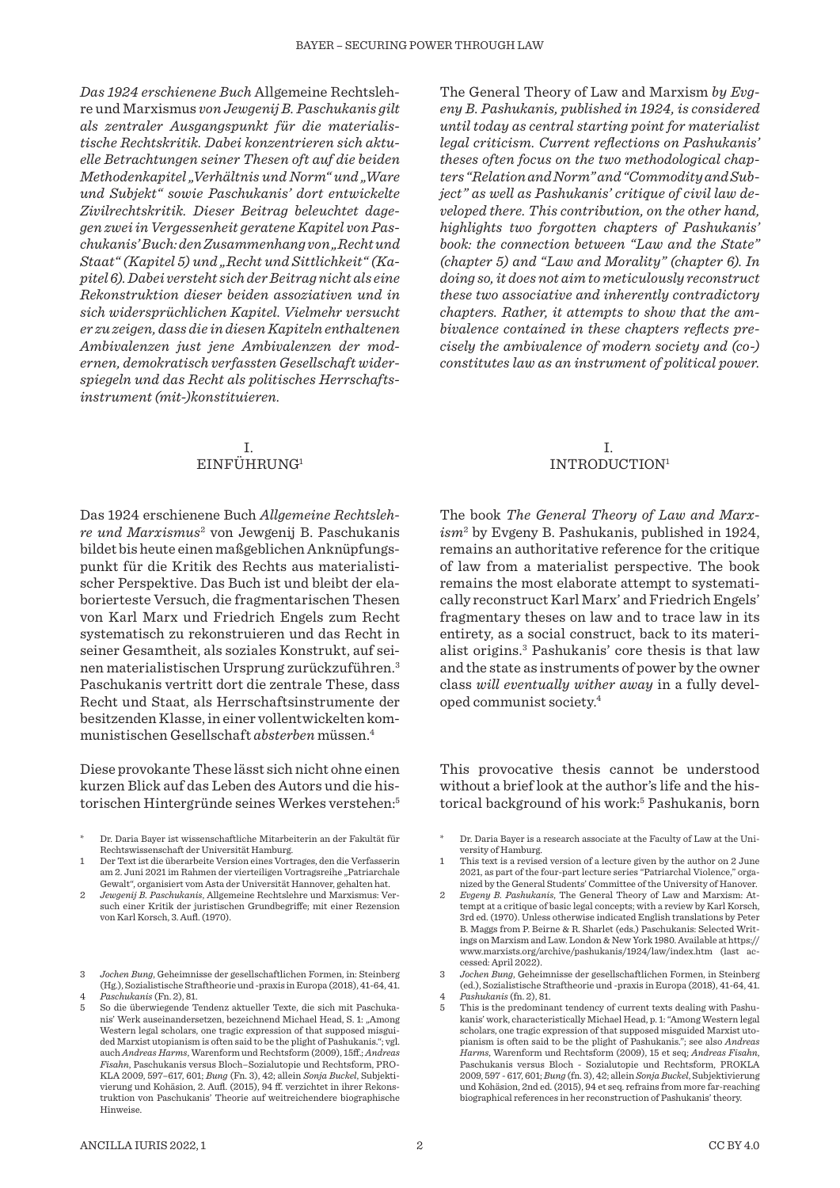*Das 1924 erschienene Buch* Allgemeine Rechtslehre und Marxismus *von Jewgenij B. Paschukanis gilt als zentraler Ausgangspunkt für die materialistische Rechtskritik. Dabei konzentrieren sich aktuelle Betrachtungen seiner Thesen oft auf die beiden Methodenkapitel „Verhältnis und Norm" und „Ware und Subjekt" sowie Paschukanis' dort entwickelte Zivilrechtskritik. Dieser Beitrag beleuchtet dagegen zwei in Vergessenheit geratene Kapitel von Paschukanis' Buch: den Zusammenhang von „Recht und Staat" (Kapitel 5) und „Recht und Sittlichkeit" (Kapitel 6). Dabei versteht sich der Beitrag nicht als eine Rekonstruktion dieser beiden assoziativen und in sich widersprüchlichen Kapitel. Vielmehr versucht er zu zeigen, dass die in diesen Kapiteln enthaltenen Ambivalenzen just jene Ambivalenzen der modernen, demokratisch verfassten Gesellschaft widerspiegeln und das Recht als politisches Herrschaftsinstrument (mit-)konstituieren.*

## I. EINFÜHRUNG[1]

Das 1924 erschienene Buch *Allgemeine Rechtslehre und Marxismus*[2] von Jewgenij B. Paschukanis bildet bis heute einen maßgeblichen Anknüpfungspunkt für die Kritik des Rechts aus materialistischer Perspektive. Das Buch ist und bleibt der elaborierteste Versuch, die fragmentarischen Thesen von Karl Marx und Friedrich Engels zum Recht systematisch zu rekonstruieren und das Recht in seiner Gesamtheit, als soziales Konstrukt, auf seinen materialistischen Ursprung zurückzuführen.[3] Paschukanis vertritt dort die zentrale These, dass Recht und Staat, als Herrschaftsinstrumente der besitzenden Klasse, in einer vollentwickelten kommunistischen Gesellschaft *absterben* müssen.[4]

Diese provokante These lässt sich nicht ohne einen kurzen Blick auf das Leben des Autors und die historischen Hintergründe seines Werkes verstehen:[5]

\* Dr. Daria Bayer ist wissenschaftliche Mitarbeiterin an der Fakultät für Rechtswissenschaft der Universität Hamburg.

1 Der Text ist die überarbeitete Version eines Vortrages, den die Verfasserin am 2. Juni 2021 im Rahmen der vierteiligen Vortragsreihe „Patriarchale Gewalt", organisiert vom Asta der Universität Hannover, gehalten hat.

2 *Jewgenij B. Paschukanis*, Allgemeine Rechtslehre und Marxismus: Versuch einer Kritik der juristischen Grundbegriffe; mit einer Rezension von Karl Korsch, 3. Aufl. (1970).

3 *Jochen Bung*, Geheimnisse der gesellschaftlichen Formen, in: Steinberg (Hg.), Sozialistische Straftheorie und -praxis in Europa (2018), 41-64, 41.

4 *Paschukanis* (Fn. 2), 81.

5 So die überwiegende Tendenz aktueller Texte, die sich mit Paschukanis' Werk auseinandersetzen, bezeichnend Michael Head, S. 1: „Among Western legal scholars, one tragic expression of that supposed misguided Marxist utopianism is often said to be the plight of Pashukanis."; vgl. auch *Andreas Harms*, Warenform und Rechtsform (2009), 15ff.; *Andreas Fisahn*, Paschukanis versus Bloch – Sozialutopie und Rechtsform, PROKLA 2009, 597–617, 601; *Bung* (Fn. 3), 42; allein *Sonja Buckel*, Subjektivierung und Kohäsion, 2. Aufl. (2015), 94 ff. verzichtet in ihrer Rekonstruktion von Paschukanis' Theorie auf weitreichendere biographische Hinweise.

*The General Theory of Law and Marxism by Evgeny B. Pashukanis, published in 1924, is considered until today as central starting point for materialist legal criticism. Current reflections on Pashukanis' theses often focus on the two methodological chapters "Relation and Norm" and "Commodity and Subject" as well as Pashukanis' critique of civil law developed there. This contribution, on the other hand, highlights two forgotten chapters of Pashukanis' book: the connection between "Law and the State" (chapter 5) and "Law and Morality" (chapter 6). In doing so, it does not aim to meticulously reconstruct these two associative and inherently contradictory chapters. Rather, it attempts to show that the ambivalence contained in these chapters reflects precisely the ambivalence of modern society and (co-) constitutes law as an instrument of political power.*

## I. INTRODUCTION[1]

The book *The General Theory of Law and Marxism*[2] by Evgeny B. Pashukanis, published in 1924, remains an authoritative reference for the critique of law from a materialist perspective. The book remains the most elaborate attempt to systematically reconstruct Karl Marx' and Friedrich Engels' fragmentary theses on law and to trace law in its entirety, as a social construct, back to its materialist origins.[3] Pashukanis' core thesis is that law and the state as instruments of power by the owner class *will eventually wither away* in a fully developed communist society.[4]

This provocative thesis cannot be understood without a brief look at the author's life and the historical background of his work:[5] Pashukanis, born

\* Dr. Daria Bayer is a research associate at the Faculty of Law at the University of Hamburg.

1 This text is a revised version of a lecture given by the author on 2 June 2021, as part of the four-part lecture series "Patriarchal Violence," organized by the General Students' Committee of the University of Hanover.

2 *Evgeny B. Pashukanis*, The General Theory of Law and Marxism: Attempt at a critique of basic legal concepts; with a review by Karl Korsch, 3rd ed. (1970). Unless otherwise indicated English translations by Peter B. Maggs from P. Beirne & R. Sharlet (eds.) Paschukanis: Selected Writings on Marxism and Law. London & New York 1980. Available at https://www.marxists.org/archive/pashukanis/1924/law/index.htm (last accessed: April 2022).

3 *Jochen Bung*, Geheimnisse der gesellschaftlichen Formen, in Steinberg (ed.), Sozialistische Straftheorie und -praxis in Europa (2018), 41-64, 41.

4 *Pashukanis* (fn. 2), 81.

5 This is the predominant tendency of current texts dealing with Pashukanis' work, characteristically Michael Head, p. 1: "Among Western legal scholars, one tragic expression of that supposed misguided Marxist utopianism is often said to be the plight of Pashukanis."; see also *Andreas Harms*, Warenform und Rechtsform (2009), 15 et seq; *Andreas Fisahn*, Paschukanis versus Bloch - Sozialutopie und Rechtsform, PROKLA 2009, 597 - 617, 601; *Bung* (fn. 3), 42; allein *Sonja Buckel*, Subjektivierung und Kohäsion, 2nd ed. (2015), 94 et seq. refrains from more far-reaching biographical references in her reconstruction of Pashukanis' theory.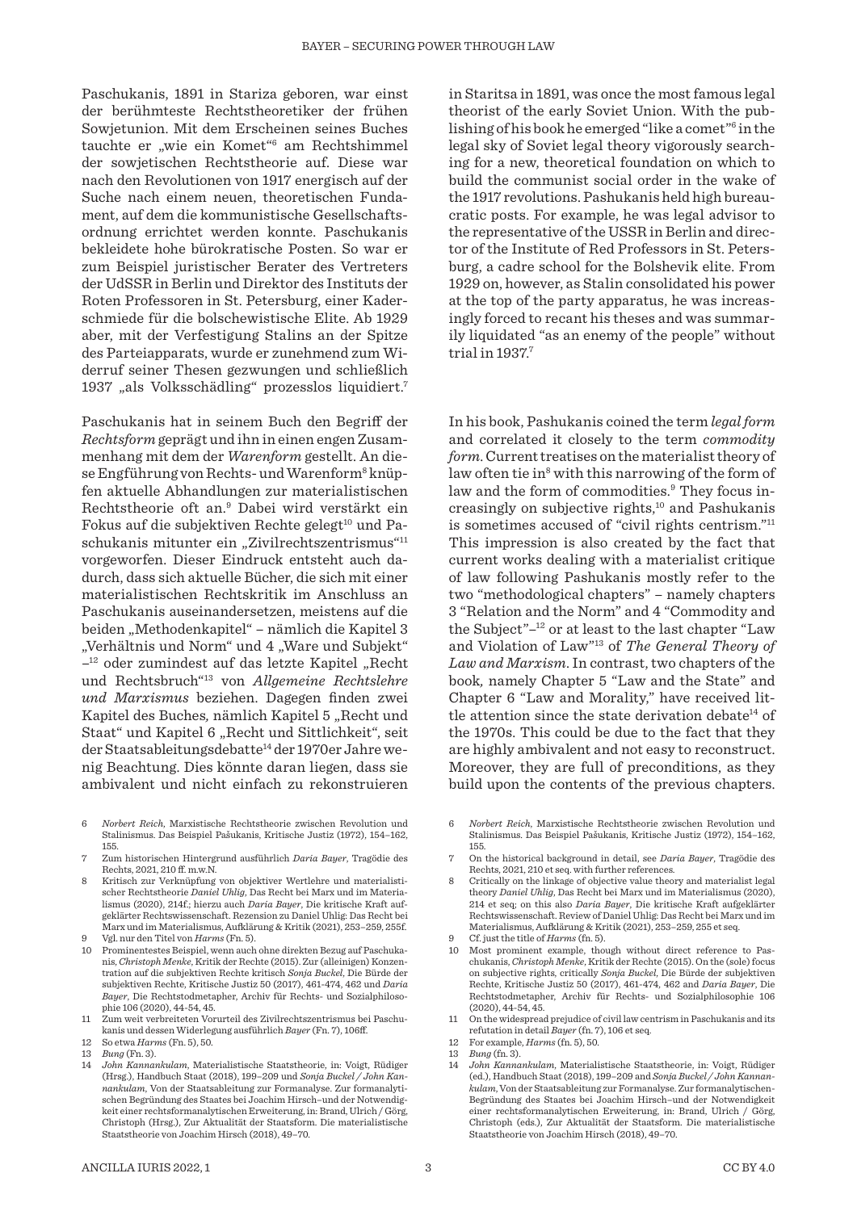Paschukanis, 1891 in Stariza geboren, war einst der berühmteste Rechtstheoretiker der frühen Sowjetunion. Mit dem Erscheinen seines Buches tauchte er „wie ein Komet“[6] am Rechtshimmel der sowjetischen Rechtstheorie auf. Diese war nach den Revolutionen von 1917 energisch auf der Suche nach einem neuen, theoretischen Fundament, auf dem die kommunistische Gesellschaftsordnung errichtet werden konnte. Paschukanis bekleidete hohe bürokratische Posten. So war er zum Beispiel juristischer Berater des Vertreters der UdSSR in Berlin und Direktor des Instituts der Roten Professoren in St. Petersburg, einer Kaderschmiede für die bolschewistische Elite. Ab 1929 aber, mit der Verfestigung Stalins an der Spitze des Parteiapparats, wurde er zunehmend zum Widerruf seiner Thesen gezwungen und schließlich 1937 „als Volksschädling“ prozesslos liquidiert.[7]

Paschukanis hat in seinem Buch den Begriff der *Rechtsform* geprägt und ihn in einen engen Zusammenhang mit dem der *Warenform* gestellt. An diese Engführung von Rechts- und Warenform[8] knüpfen aktuelle Abhandlungen zur materialistischen Rechtstheorie oft an.[9] Dabei wird verstärkt ein Fokus auf die subjektiven Rechte gelegt[10] und Paschukanis mitunter ein „Zivilrechtszentrismus“[11] vorgeworfen. Dieser Eindruck entsteht auch dadurch, dass sich aktuelle Bücher, die sich mit einer materialistischen Rechtskritik im Anschluss an Paschukanis auseinandersetzen, meistens auf die beiden „Methodenkapitel“ – nämlich die Kapitel 3 „Verhältnis und Norm“ und 4 „Ware und Subjekt“ –[12] oder zumindest auf das letzte Kapitel „Recht und Rechtsbruch“[13] von *Allgemeine Rechtslehre und Marxismus* beziehen. Dagegen finden zwei Kapitel des Buches, nämlich Kapitel 5 „Recht und Staat“ und Kapitel 6 „Recht und Sittlichkeit“, seit der Staatsableitungsdebatte[14] der 1970er Jahre wenig Beachtung. Dies könnte daran liegen, dass sie ambivalent und nicht einfach zu rekonstruieren

6 *Norbert Reich*, Marxistische Rechtstheorie zwischen Revolution und Stalinismus. Das Beispiel Pašukanis, Kritische Justiz (1972), 154–162, 155.

7 Zum historischen Hintergrund ausführlich *Daria Bayer*, Tragödie des Rechts, 2021, 210 ff. m.w.N.

8 Kritisch zur Verknüpfung von objektiver Wertlehre und materialistischer Rechtstheorie *Daniel Uhlig*, Das Recht bei Marx und im Materialismus (2020), 214f.; hierzu auch *Daria Bayer*, Die kritische Kraft aufgeklärter Rechtswissenschaft. Rezension zu Daniel Uhlig: Das Recht bei Marx und im Materialismus, Aufklärung & Kritik (2021), 253–259, 255f.

9 Vgl. nur den Titel von *Harms* (Fn. 5).

10 Prominentestes Beispiel, wenn auch ohne direkten Bezug auf Paschukanis, *Christoph Menke*, Kritik der Rechte (2015). Zur (alleinigen) Konzentration auf die subjektiven Rechte kritisch *Sonja Buckel*, Die Bürde der subjektiven Rechte, Kritische Justiz 50 (2017), 461-474, 462 und *Daria Bayer*, Die Rechtstodmetapher, Archiv für Rechts- und Sozialphilosophie 106 (2020), 44-54, 45.

11 Zum weit verbreiteten Vorurteil des Zivilrechtszentrismus bei Paschukanis und dessen Widerlegung ausführlich *Bayer* (Fn. 7), 106ff.

12 So etwa *Harms* (Fn. 5), 50.

13 *Bung* (Fn. 3).

14 *John Kannankulam*, Materialistische Staatstheorie, in: Voigt, Rüdiger (Hrsg.), Handbuch Staat (2018), 199–209 und *Sonja Buckel / John Kannankulam*, Von der Staatsableitung zur Formanalyse. Zur formanalytischen Begründung des Staates bei Joachim Hirsch – und der Notwendigkeit einer rechtsformanalytischen Erweiterung, in: Brand, Ulrich / Görg, Christoph (Hrsg.), Zur Aktualität der Staatsform. Die materialistische Staatstheorie von Joachim Hirsch (2018), 49–70.

in Staritsa in 1891, was once the most famous legal theorist of the early Soviet Union. With the publishing of his book he emerged “like a comet”[6] in the legal sky of Soviet legal theory vigorously searching for a new, theoretical foundation on which to build the communist social order in the wake of the 1917 revolutions. Pashukanis held high bureaucratic posts. For example, he was legal advisor to the representative of the USSR in Berlin and director of the Institute of Red Professors in St. Petersburg, a cadre school for the Bolshevik elite. From 1929 on, however, as Stalin consolidated his power at the top of the party apparatus, he was increasingly forced to recant his theses and was summarily liquidated “as an enemy of the people” without trial in 1937.[7]

In his book, Pashukanis coined the term *legal form* and correlated it closely to the term *commodity form*. Current treatises on the materialist theory of law often tie in[8] with this narrowing of the form of law and the form of commodities.[9] They focus increasingly on subjective rights,[10] and Pashukanis is sometimes accused of “civil rights centrism.”[11] This impression is also created by the fact that current works dealing with a materialist critique of law following Pashukanis mostly refer to the two “methodological chapters” – namely chapters 3 “Relation and the Norm” and 4 “Commodity and the Subject”–[12] or at least to the last chapter “Law and Violation of Law”[13] of *The General Theory of Law and Marxism*. In contrast, two chapters of the book, namely Chapter 5 “Law and the State” and Chapter 6 “Law and Morality,” have received little attention since the state derivation debate[14] of the 1970s. This could be due to the fact that they are highly ambivalent and not easy to reconstruct. Moreover, they are full of preconditions, as they build upon the contents of the previous chapters.

6 *Norbert Reich*, Marxistische Rechtstheorie zwischen Revolution und Stalinismus. Das Beispiel Pašukanis, Kritische Justiz (1972), 154–162, 155.

7 On the historical background in detail, see *Daria Bayer*, Tragödie des Rechts, 2021, 210 et seq. with further references.

8 Critically on the linkage of objective value theory and materialist legal theory *Daniel Uhlig*, Das Recht bei Marx und im Materialismus (2020), 214 et seq; on this also *Daria Bayer*, Die kritische Kraft aufgeklärter Rechtswissenschaft. Review of Daniel Uhlig: Das Recht bei Marx und im Materialismus, Aufklärung & Kritik (2021), 253–259, 255 et seq.

9 Cf. just the title of *Harms* (fn. 5).

10 Most prominent example, though without direct reference to Paschukanis, *Christoph Menke*, Kritik der Rechte (2015). On the (sole) focus on subjective rights, critically *Sonja Buckel*, Die Bürde der subjektiven Rechte, Kritische Justiz 50 (2017), 461-474, 462 and *Daria Bayer*, Die Rechtstodmetapher, Archiv für Rechts- und Sozialphilosophie 106 (2020), 44-54, 45.

11 On the widespread prejudice of civil law centrism in Paschukanis and its refutation in detail *Bayer* (fn. 7), 106 et seq.

12 For example, *Harms* (fn. 5), 50.

13 *Bung* (fn. 3).

14 *John Kannankulam*, Materialistische Staatstheorie, in: Voigt, Rüdiger (ed.), Handbuch Staat (2018), 199–209 and *Sonja Buckel / John Kannankulam*, Von der Staatsableitung zur Formanalyse. Zur formanalytischen Begründung des Staates bei Joachim Hirsch – und der Notwendigkeit einer rechtsformanalytischen Erweiterung, in: Brand, Ulrich / Görg, Christoph (eds.), Zur Aktualität der Staatsform. Die materialistische Staatstheorie von Joachim Hirsch (2018), 49–70.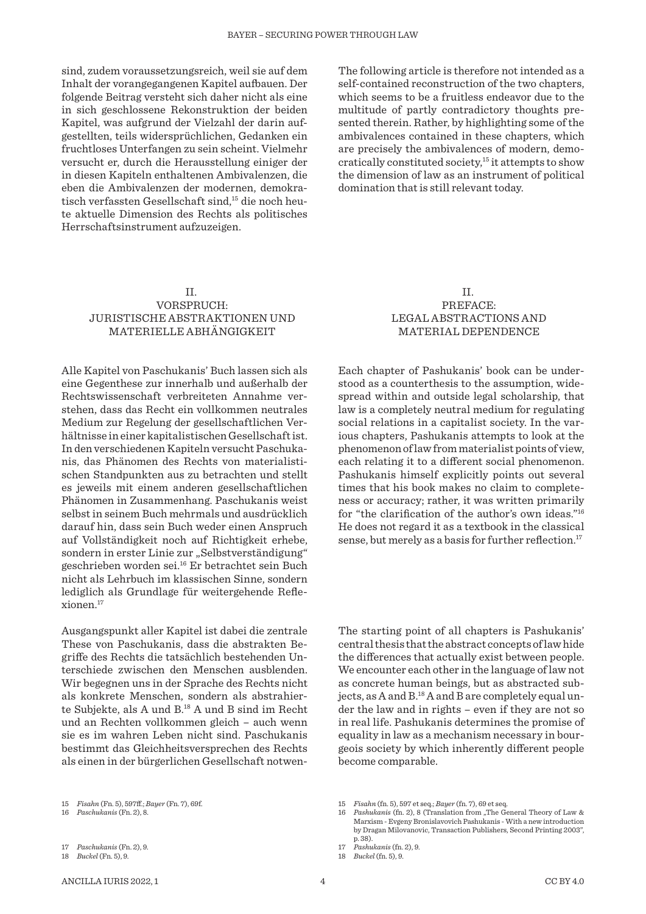sind, zudem voraussetzungsreich, weil sie auf dem Inhalt der vorangegangenen Kapitel aufbauen. Der folgende Beitrag versteht sich daher nicht als eine in sich geschlossene Rekonstruktion der beiden Kapitel, was aufgrund der Vielzahl der darin aufgestellten, teils widersprüchlichen, Gedanken ein fruchtloses Unterfangen zu sein scheint. Vielmehr versucht er, durch die Herausstellung einiger der in diesen Kapiteln enthaltenen Ambivalenzen, die eben die Ambivalenzen der modernen, demokratisch verfassten Gesellschaft sind,[15] die noch heute aktuelle Dimension des Rechts als politisches Herrschaftsinstrument aufzuzeigen.

The following article is therefore not intended as a self-contained reconstruction of the two chapters, which seems to be a fruitless endeavor due to the multitude of partly contradictory thoughts presented therein. Rather, by highlighting some of the ambivalences contained in these chapters, which are precisely the ambivalences of modern, democratically constituted society,[15] it attempts to show the dimension of law as an instrument of political domination that is still relevant today.

## II. VORSPRUCH: JURISTISCHE ABSTRAKTIONEN UND MATERIELLE ABHÄNGIGKEIT

Alle Kapitel von Paschukanis' Buch lassen sich als eine Gegenthese zur innerhalb und außerhalb der Rechtswissenschaft verbreiteten Annahme verstehen, dass das Recht ein vollkommen neutrales Medium zur Regelung der gesellschaftlichen Verhältnisse in einer kapitalistischen Gesellschaft ist. In den verschiedenen Kapiteln versucht Paschukanis, das Phänomen des Rechts von materialistischen Standpunkten aus zu betrachten und stellt es jeweils mit einem anderen gesellschaftlichen Phänomen in Zusammenhang. Paschukanis weist selbst in seinem Buch mehrmals und ausdrücklich darauf hin, dass sein Buch weder einen Anspruch auf Vollständigkeit noch auf Richtigkeit erhebe, sondern in erster Linie zur „Selbstverständigung" geschrieben worden sei.[16] Er betrachtet sein Buch nicht als Lehrbuch im klassischen Sinne, sondern lediglich als Grundlage für weitergehende Reflexionen.[17]

Ausgangspunkt aller Kapitel ist dabei die zentrale These von Paschukanis, dass die abstrakten Begriffe des Rechts die tatsächlich bestehenden Unterschiede zwischen den Menschen ausblenden. Wir begegnen uns in der Sprache des Rechts nicht als konkrete Menschen, sondern als abstrahierte Subjekte, als A und B.[18] A und B sind im Recht und an Rechten vollkommen gleich – auch wenn sie es im wahren Leben nicht sind. Paschukanis bestimmt das Gleichheitsversprechen des Rechts als einen in der bürgerlichen Gesellschaft notwen-

## II. PREFACE: LEGAL ABSTRACTIONS AND MATERIAL DEPENDENCE

Each chapter of Pashukanis' book can be understood as a counterthesis to the assumption, widespread within and outside legal scholarship, that law is a completely neutral medium for regulating social relations in a capitalist society. In the various chapters, Pashukanis attempts to look at the phenomenon of law from materialist points of view, each relating it to a different social phenomenon. Pashukanis himself explicitly points out several times that his book makes no claim to completeness or accuracy; rather, it was written primarily for "the clarification of the author's own ideas."[16] He does not regard it as a textbook in the classical sense, but merely as a basis for further reflection.[17]

The starting point of all chapters is Pashukanis' central thesis that the abstract concepts of law hide the differences that actually exist between people. We encounter each other in the language of law not as concrete human beings, but as abstracted subjects, as A and B.[18] A and B are completely equal under the law and in rights – even if they are not so in real life. Pashukanis determines the promise of equality in law as a mechanism necessary in bourgeois society by which inherently different people become comparable.

15 *Fisahn* (Fn. 5), 597ff.; *Bayer* (Fn. 7), 69f.
16 *Paschukanis* (Fn. 2), 8.
17 *Paschukanis* (Fn. 2), 9.
18 *Buckel* (Fn. 5), 9.

15 *Fisahn* (fn. 5), 597 et seq.; *Bayer* (fn. 7), 69 et seq.
16 *Pashukanis* (fn. 2), 8 (Translation from „The General Theory of Law & Marxism - Evgeny Bronislavovich Pashukanis - With a new introduction by Dragan Milovanovic, Transaction Publishers, Second Printing 2003", p. 38).
17 *Pashukanis* (fn. 2), 9.
18 *Buckel* (fn. 5), 9.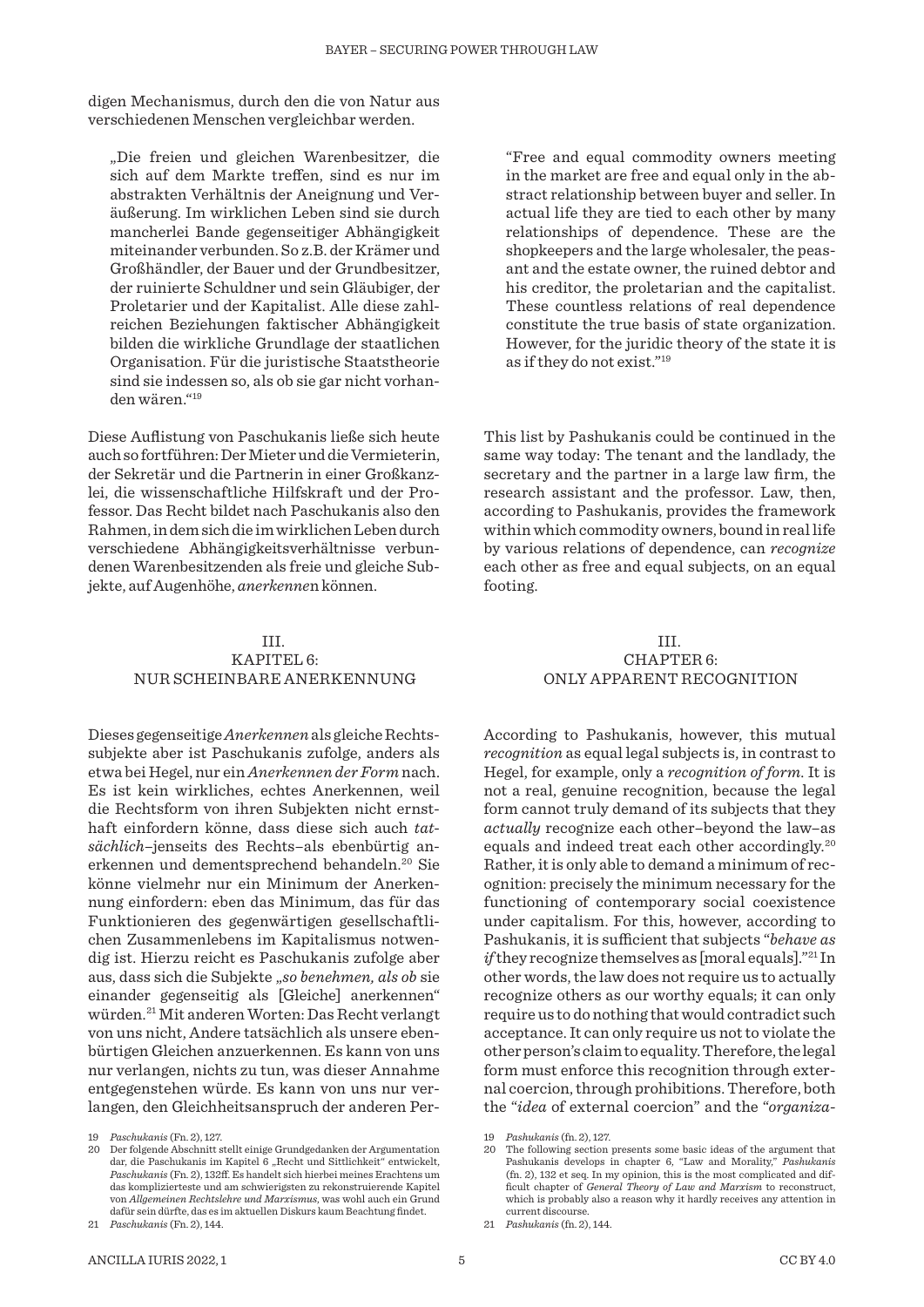digen Mechanismus, durch den die von Natur aus verschiedenen Menschen vergleichbar werden.

> „Die freien und gleichen Warenbesitzer, die sich auf dem Markte treffen, sind es nur im abstrakten Verhältnis der Aneignung und Veräußerung. Im wirklichen Leben sind sie durch mancherlei Bande gegenseitiger Abhängigkeit miteinander verbunden. So z.B. der Krämer und Großhändler, der Bauer und der Grundbesitzer, der ruinierte Schuldner und sein Gläubiger, der Proletarier und der Kapitalist. Alle diese zahlreichen Beziehungen faktischer Abhängigkeit bilden die wirkliche Grundlage der staatlichen Organisation. Für die juristische Staatstheorie sind sie indessen so, als ob sie gar nicht vorhanden wären."[19]

Diese Auflistung von Paschukanis ließe sich heute auch so fortführen: Der Mieter und die Vermieterin, der Sekretär und die Partnerin in einer Großkanzlei, die wissenschaftliche Hilfskraft und der Professor. Das Recht bildet nach Paschukanis also den Rahmen, in dem sich die im wirklichen Leben durch verschiedene Abhängigkeitsverhältnisse verbundenen Warenbesitzenden als freie und gleiche Subjekte, auf Augenhöhe, *anerkenne*n können.

## III. KAPITEL 6: NUR SCHEINBARE ANERKENNUNG

Dieses gegenseitige *Anerkennen* als gleiche Rechtssubjekte aber ist Paschukanis zufolge, anders als etwa bei Hegel, nur ein *Anerkennen der Form* nach. Es ist kein wirkliches, echtes Anerkennen, weil die Rechtsform von ihren Subjekten nicht ernsthaft einfordern könne, dass diese sich auch *tatsächlich*–jenseits des Rechts–als ebenbürtig anerkennen und dementsprechend behandeln.[20] Sie könne vielmehr nur ein Minimum der Anerkennung einfordern: eben das Minimum, das für das Funktionieren des gegenwärtigen gesellschaftlichen Zusammenlebens im Kapitalismus notwendig ist. Hierzu reicht es Paschukanis zufolge aber aus, dass sich die Subjekte *„so benehmen, als ob* sie einander gegenseitig als [Gleiche] anerkennen" würden.[21] Mit anderen Worten: Das Recht verlangt von uns nicht, Andere tatsächlich als unsere ebenbürtigen Gleichen anzuerkennen. Es kann von uns nur verlangen, nichts zu tun, was dieser Annahme entgegenstehen würde. Es kann von uns nur verlangen, den Gleichheitsanspruch der anderen Per-

> "Free and equal commodity owners meeting in the market are free and equal only in the abstract relationship between buyer and seller. In actual life they are tied to each other by many relationships of dependence. These are the shopkeepers and the large wholesaler, the peasant and the estate owner, the ruined debtor and his creditor, the proletarian and the capitalist. These countless relations of real dependence constitute the true basis of state organization. However, for the juridic theory of the state it is as if they do not exist."[19]

This list by Pashukanis could be continued in the same way today: The tenant and the landlady, the secretary and the partner in a large law firm, the research assistant and the professor. Law, then, according to Pashukanis, provides the framework within which commodity owners, bound in real life by various relations of dependence, can *recognize* each other as free and equal subjects, on an equal footing.

## III. CHAPTER 6: ONLY APPARENT RECOGNITION

According to Pashukanis, however, this mutual *recognition* as equal legal subjects is, in contrast to Hegel, for example, only a *recognition of form*. It is not a real, genuine recognition, because the legal form cannot truly demand of its subjects that they *actually* recognize each other–beyond the law–as equals and indeed treat each other accordingly.[20] Rather, it is only able to demand a minimum of recognition: precisely the minimum necessary for the functioning of contemporary social coexistence under capitalism. For this, however, according to Pashukanis, it is sufficient that subjects "*behave as if* they recognize themselves as [moral equals]."[21] In other words, the law does not require us to actually recognize others as our worthy equals; it can only require us to do nothing that would contradict such acceptance. It can only require us not to violate the other person's claim to equality. Therefore, the legal form must enforce this recognition through external coercion, through prohibitions. Therefore, both the "*idea* of external coercion" and the "*organiza-*

---

19 *Paschukanis* (Fn. 2), 127.

20 Der folgende Abschnitt stellt einige Grundgedanken der Argumentation dar, die Paschukanis im Kapitel 6 „Recht und Sittlichkeit" entwickelt, *Paschukanis* (Fn. 2), 132ff. Es handelt sich hierbei meines Erachtens um das komplizierteste und am schwierigsten zu rekonstruierende Kapitel von *Allgemeinen Rechtslehre und Marxismus*, was wohl auch ein Grund dafür sein dürfte, das es im aktuellen Diskurs kaum Beachtung findet.

21 *Paschukanis* (Fn. 2), 144.

19 *Pashukanis* (fn. 2), 127.

20 The following section presents some basic ideas of the argument that Pashukanis develops in chapter 6, "Law and Morality," *Pashukanis* (fn. 2), 132 et seq. In my opinion, this is the most complicated and difficult chapter of *General Theory of Law and Marxism* to reconstruct, which is probably also a reason why it hardly receives any attention in current discourse.

21 *Pashukanis* (fn. 2), 144.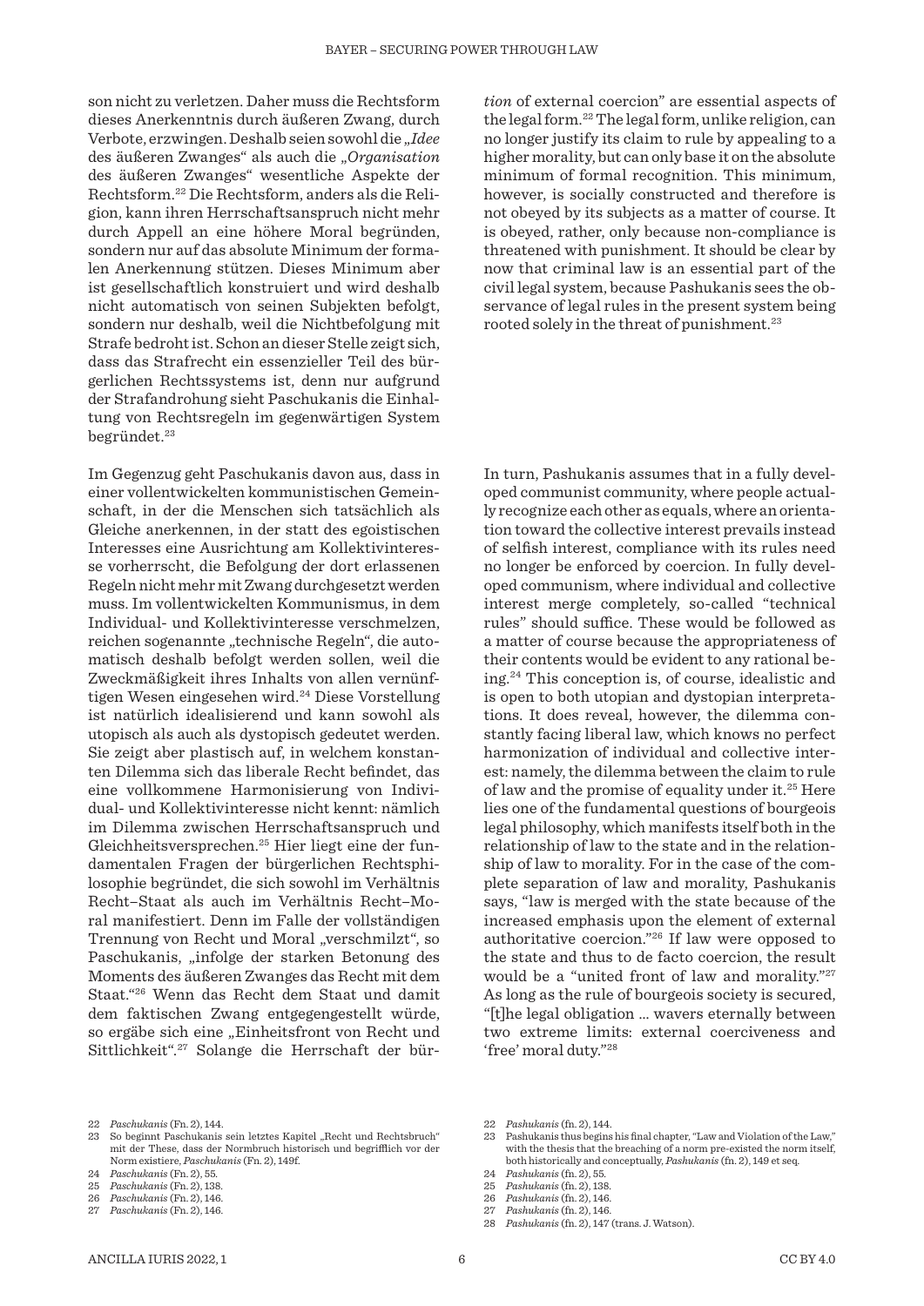son nicht zu verletzen. Daher muss die Rechtsform dieses Anerkenntnis durch äußeren Zwang, durch Verbote, erzwingen. Deshalb seien sowohl die „*Idee* des äußeren Zwanges" als auch die „*Organisation* des äußeren Zwanges" wesentliche Aspekte der Rechtsform.[22] Die Rechtsform, anders als die Religion, kann ihren Herrschaftsanspruch nicht mehr durch Appell an eine höhere Moral begründen, sondern nur auf das absolute Minimum der formalen Anerkennung stützen. Dieses Minimum aber ist gesellschaftlich konstruiert und wird deshalb nicht automatisch von seinen Subjekten befolgt, sondern nur deshalb, weil die Nichtbefolgung mit Strafe bedroht ist. Schon an dieser Stelle zeigt sich, dass das Strafrecht ein essenzieller Teil des bürgerlichen Rechtssystems ist, denn nur aufgrund der Strafandrohung sieht Paschukanis die Einhaltung von Rechtsregeln im gegenwärtigen System begründet.[23]

Im Gegenzug geht Paschukanis davon aus, dass in einer vollentwickelten kommunistischen Gemeinschaft, in der die Menschen sich tatsächlich als Gleiche anerkennen, in der statt des egoistischen Interesses eine Ausrichtung am Kollektivinteresse vorherrscht, die Befolgung der dort erlassenen Regeln nicht mehr mit Zwang durchgesetzt werden muss. Im vollentwickelten Kommunismus, in dem Individual- und Kollektivinteresse verschmelzen, reichen sogenannte „technische Regeln", die automatisch deshalb befolgt werden sollen, weil die Zweckmäßigkeit ihres Inhalts von allen vernünftigen Wesen eingesehen wird.[24] Diese Vorstellung ist natürlich idealisierend und kann sowohl als utopisch als auch als dystopisch gedeutet werden. Sie zeigt aber plastisch auf, in welchem konstanten Dilemma sich das liberale Recht befindet, das eine vollkommene Harmonisierung von Individual- und Kollektivinteresse nicht kennt: nämlich im Dilemma zwischen Herrschaftsanspruch und Gleichheitsversprechen.[25] Hier liegt eine der fundamentalen Fragen der bürgerlichen Rechtsphilosophie begründet, die sich sowohl im Verhältnis Recht–Staat als auch im Verhältnis Recht–Moral manifestiert. Denn im Falle der vollständigen Trennung von Recht und Moral „verschmilzt", so Paschukanis, „infolge der starken Betonung des Moments des äußeren Zwanges das Recht mit dem Staat."[26] Wenn das Recht dem Staat und damit dem faktischen Zwang entgegengestellt würde, so ergäbe sich eine „Einheitsfront von Recht und Sittlichkeit".[27] Solange die Herrschaft der bür-

22 *Paschukanis* (Fn. 2), 144.
23 So beginnt Paschukanis sein letztes Kapitel „Recht und Rechtsbruch" mit der These, dass der Normbruch historisch und begrifflich vor der Norm existiere, *Paschukanis* (Fn. 2), 149f.
24 *Paschukanis* (Fn. 2), 55.
25 *Paschukanis* (Fn. 2), 138.
26 *Paschukanis* (Fn. 2), 146.
27 *Paschukanis* (Fn. 2), 146.

*tion* of external coercion" are essential aspects of the legal form.[22] The legal form, unlike religion, can no longer justify its claim to rule by appealing to a higher morality, but can only base it on the absolute minimum of formal recognition. This minimum, however, is socially constructed and therefore is not obeyed by its subjects as a matter of course. It is obeyed, rather, only because non-compliance is threatened with punishment. It should be clear by now that criminal law is an essential part of the civil legal system, because Pashukanis sees the observance of legal rules in the present system being rooted solely in the threat of punishment.[23]

In turn, Pashukanis assumes that in a fully developed communist community, where people actually recognize each other as equals, where an orientation toward the collective interest prevails instead of selfish interest, compliance with its rules need no longer be enforced by coercion. In fully developed communism, where individual and collective interest merge completely, so-called "technical rules" should suffice. These would be followed as a matter of course because the appropriateness of their contents would be evident to any rational being.[24] This conception is, of course, idealistic and is open to both utopian and dystopian interpretations. It does reveal, however, the dilemma constantly facing liberal law, which knows no perfect harmonization of individual and collective interest: namely, the dilemma between the claim to rule of law and the promise of equality under it.[25] Here lies one of the fundamental questions of bourgeois legal philosophy, which manifests itself both in the relationship of law to the state and in the relationship of law to morality. For in the case of the complete separation of law and morality, Pashukanis says, "law is merged with the state because of the increased emphasis upon the element of external authoritative coercion."[26] If law were opposed to the state and thus to de facto coercion, the result would be a "united front of law and morality."[27] As long as the rule of bourgeois society is secured, "[t]he legal obligation … wavers eternally between two extreme limits: external coerciveness and 'free' moral duty."[28]

22 *Pashukanis* (fn. 2), 144.
23 Pashukanis thus begins his final chapter, "Law and Violation of the Law," with the thesis that the breaching of a norm pre-existed the norm itself, both historically and conceptually, *Pashukanis* (fn. 2), 149 et seq.
24 *Pashukanis* (fn. 2), 55.
25 *Pashukanis* (fn. 2), 138.
26 *Pashukanis* (fn. 2), 146.
27 *Pashukanis* (fn. 2), 146.
28 *Pashukanis* (fn. 2), 147 (trans. J. Watson).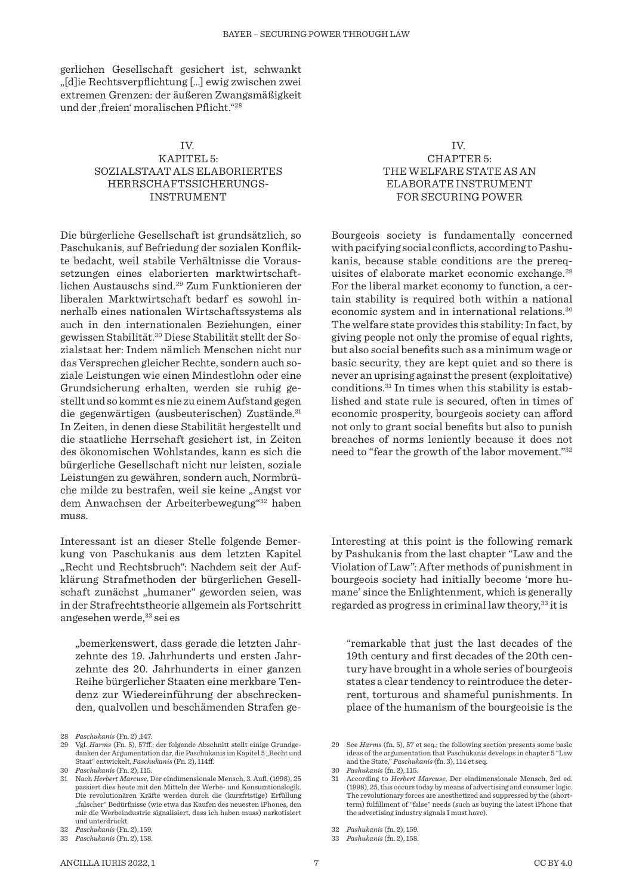gerlichen Gesellschaft gesichert ist, schwankt „[d]ie Rechtsverpflichtung [...] ewig zwischen zwei extremen Grenzen: der äußeren Zwangsmäßigkeit und der ‚freien' moralischen Pflicht."[28]

## IV. KAPITEL 5: SOZIALSTAAT ALS ELABORIERTES HERRSCHAFTSSICHERUNGS-INSTRUMENT

Die bürgerliche Gesellschaft ist grundsätzlich, so Paschukanis, auf Befriedung der sozialen Konflikte bedacht, weil stabile Verhältnisse die Voraussetzungen eines elaborierten marktwirtschaftlichen Austauschs sind.[29] Zum Funktionieren der liberalen Marktwirtschaft bedarf es sowohl innerhalb eines nationalen Wirtschaftssystems als auch in den internationalen Beziehungen, einer gewissen Stabilität.[30] Diese Stabilität stellt der Sozialstaat her: Indem nämlich Menschen nicht nur das Versprechen gleicher Rechte, sondern auch soziale Leistungen wie einen Mindestlohn oder eine Grundsicherung erhalten, werden sie ruhig gestellt und so kommt es nie zu einem Aufstand gegen die gegenwärtigen (ausbeuterischen) Zustände.[31] In Zeiten, in denen diese Stabilität hergestellt und die staatliche Herrschaft gesichert ist, in Zeiten des ökonomischen Wohlstandes, kann es sich die bürgerliche Gesellschaft nicht nur leisten, soziale Leistungen zu gewähren, sondern auch, Normbrüche milde zu bestrafen, weil sie keine „Angst vor dem Anwachsen der Arbeiterbewegung"[32] haben muss.

Interessant ist an dieser Stelle folgende Bemerkung von Paschukanis aus dem letzten Kapitel „Recht und Rechtsbruch": Nachdem seit der Aufklärung Strafmethoden der bürgerlichen Gesellschaft zunächst „humaner" geworden seien, was in der Strafrechtstheorie allgemein als Fortschritt angesehen werde,[33] sei es

> „bemerkenswert, dass gerade die letzten Jahrzehnte des 19. Jahrhunderts und ersten Jahrzehnte des 20. Jahrhunderts in einer ganzen Reihe bürgerlicher Staaten eine merkbare Tendenz zur Wiedereinführung der abschreckenden, qualvollen und beschämenden Strafen ge-

28 *Paschukanis* (Fn. 2) ,147.

29 Vgl. *Harms* (Fn. 5), 57ff.; der folgende Abschnitt stellt einige Grundgedanken der Argumentation dar, die Paschukanis im Kapitel 5 „Recht und Staat" entwickelt, *Paschukanis* (Fn. 2), 114ff.

30 *Paschukanis* (Fn. 2), 115.

31 Nach *Herbert Marcuse*, Der eindimensionale Mensch, 3. Aufl. (1998), 25 passiert dies heute mit den Mitteln der Werbe- und Konsumtionslogik. Die revolutionären Kräfte werden durch die (kurzfristige) Erfüllung „falscher" Bedürfnisse (wie etwa das Kaufen des neuesten iPhones, den mir die Werbeindustrie signalisiert, dass ich haben muss) narkotisiert und unterdrückt.

32 *Paschukanis* (Fn. 2), 159.

33 *Paschukanis* (Fn. 2), 158.

## IV. CHAPTER 5: THE WELFARE STATE AS AN ELABORATE INSTRUMENT FOR SECURING POWER

Bourgeois society is fundamentally concerned with pacifying social conflicts, according to Pashukanis, because stable conditions are the prerequisites of elaborate market economic exchange.[29] For the liberal market economy to function, a certain stability is required both within a national economic system and in international relations.[30] The welfare state provides this stability: In fact, by giving people not only the promise of equal rights, but also social benefits such as a minimum wage or basic security, they are kept quiet and so there is never an uprising against the present (exploitative) conditions.[31] In times when this stability is established and state rule is secured, often in times of economic prosperity, bourgeois society can afford not only to grant social benefits but also to punish breaches of norms leniently because it does not need to "fear the growth of the labor movement."[32]

Interesting at this point is the following remark by Pashukanis from the last chapter "Law and the Violation of Law": After methods of punishment in bourgeois society had initially become 'more humane' since the Enlightenment, which is generally regarded as progress in criminal law theory,[33] it is

> "remarkable that just the last decades of the 19th century and first decades of the 20th century have brought in a whole series of bourgeois states a clear tendency to reintroduce the deterrent, torturous and shameful punishments. In place of the humanism of the bourgeoisie is the

29 See *Harms* (fn. 5), 57 et seq.; the following section presents some basic ideas of the argumentation that Paschukanis develops in chapter 5 "Law and the State," *Paschukanis* (fn. 3), 114 et seq.

30 *Pashukanis* (fn. 2), 115.

31 According to *Herbert Marcuse*, Der eindimensionale Mensch, 3rd ed. (1998), 25, this occurs today by means of advertising and consumer logic. The revolutionary forces are anesthetized and suppressed by the (short-term) fulfillment of "false" needs (such as buying the latest iPhone that the advertising industry signals I must have).

32 *Pashukanis* (fn. 2), 159.

33 *Pashukanis* (fn. 2), 158.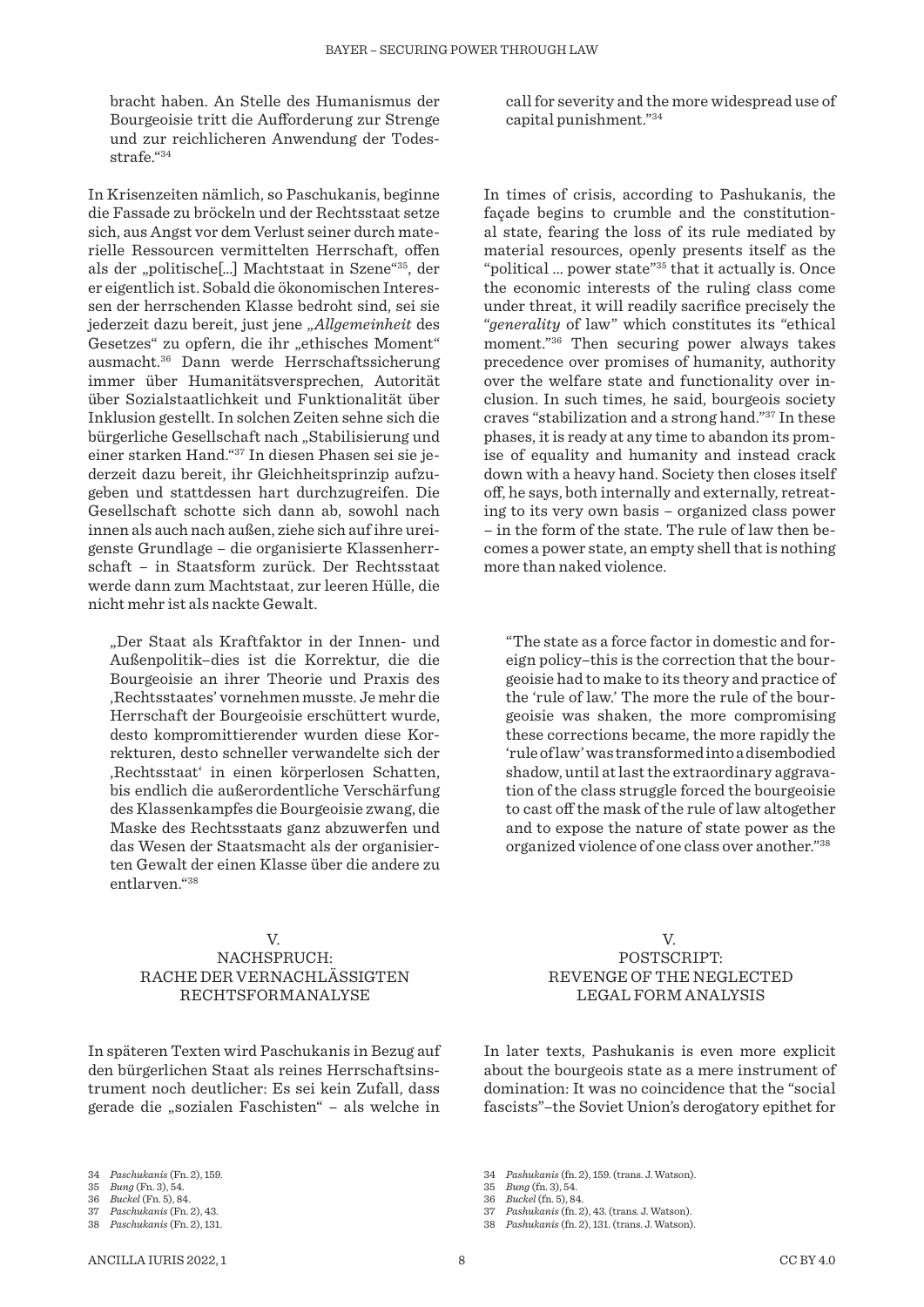bracht haben. An Stelle des Humanismus der Bourgeoisie tritt die Aufforderung zur Strenge und zur reichlicheren Anwendung der Todesstrafe."[34]

In Krisenzeiten nämlich, so Paschukanis, beginne die Fassade zu bröckeln und der Rechtsstaat setze sich, aus Angst vor dem Verlust seiner durch materielle Ressourcen vermittelten Herrschaft, offen als der „politische[...] Machtstaat in Szene"[35], der er eigentlich ist. Sobald die ökonomischen Interessen der herrschenden Klasse bedroht sind, sei sie jederzeit dazu bereit, just jene „*Allgemeinheit* des Gesetzes" zu opfern, die ihr „ethisches Moment" ausmacht.[36] Dann werde Herrschaftssicherung immer über Humanitätsversprechen, Autorität über Sozialstaatlichkeit und Funktionalität über Inklusion gestellt. In solchen Zeiten sehne sich die bürgerliche Gesellschaft nach „Stabilisierung und einer starken Hand."[37] In diesen Phasen sei sie jederzeit dazu bereit, ihr Gleichheitsprinzip aufzugeben und stattdessen hart durchzugreifen. Die Gesellschaft schotte sich dann ab, sowohl nach innen als auch nach außen, ziehe sich auf ihre ureigenste Grundlage – die organisierte Klassenherrschaft – in Staatsform zurück. Der Rechtsstaat werde dann zum Machtstaat, zur leeren Hülle, die nicht mehr ist als nackte Gewalt.

> „Der Staat als Kraftfaktor in der Innen- und Außenpolitik–dies ist die Korrektur, die die Bourgeoisie an ihrer Theorie und Praxis des ‚Rechtsstaates' vornehmen musste. Je mehr die Herrschaft der Bourgeoisie erschüttert wurde, desto kompromittierender wurden diese Korrekturen, desto schneller verwandelte sich der ‚Rechtsstaat' in einen körperlosen Schatten, bis endlich die außerordentliche Verschärfung des Klassenkampfes die Bourgeoisie zwang, die Maske des Rechtsstaats ganz abzuwerfen und das Wesen der Staatsmacht als der organisierten Gewalt der einen Klasse über die andere zu entlarven."[38]

## V. NACHSPRUCH: RACHE DER VERNACHLÄSSIGTEN RECHTSFORMANALYSE

In späteren Texten wird Paschukanis in Bezug auf den bürgerlichen Staat als reines Herrschaftsinstrument noch deutlicher: Es sei kein Zufall, dass gerade die „sozialen Faschisten" – als welche in

34 *Paschukanis* (Fn. 2), 159.
35 *Bung* (Fn. 3), 54.
36 *Buckel* (Fn. 5), 84.
37 *Paschukanis* (Fn. 2), 43.
38 *Paschukanis* (Fn. 2), 131.

call for severity and the more widespread use of capital punishment."[34]

In times of crisis, according to Pashukanis, the façade begins to crumble and the constitutional state, fearing the loss of its rule mediated by material resources, openly presents itself as the "political ... power state"[35] that it actually is. Once the economic interests of the ruling class come under threat, it will readily sacrifice precisely the "*generality* of law" which constitutes its "ethical moment."[36] Then securing power always takes precedence over promises of humanity, authority over the welfare state and functionality over inclusion. In such times, he said, bourgeois society craves "stabilization and a strong hand."[37] In these phases, it is ready at any time to abandon its promise of equality and humanity and instead crack down with a heavy hand. Society then closes itself off, he says, both internally and externally, retreating to its very own basis – organized class power – in the form of the state. The rule of law then becomes a power state, an empty shell that is nothing more than naked violence.

> "The state as a force factor in domestic and foreign policy–this is the correction that the bourgeoisie had to make to its theory and practice of the 'rule of law.' The more the rule of the bourgeoisie was shaken, the more compromising these corrections became, the more rapidly the 'rule of law' was transformed into a disembodied shadow, until at last the extraordinary aggravation of the class struggle forced the bourgeoisie to cast off the mask of the rule of law altogether and to expose the nature of state power as the organized violence of one class over another."[38]

## V. POSTSCRIPT: REVENGE OF THE NEGLECTED LEGAL FORM ANALYSIS

In later texts, Pashukanis is even more explicit about the bourgeois state as a mere instrument of domination: It was no coincidence that the "social fascists"–the Soviet Union's derogatory epithet for

34 *Pashukanis* (fn. 2), 159. (trans. J. Watson).
35 *Bung* (fn. 3), 54.
36 *Buckel* (fn. 5), 84.
37 *Pashukanis* (fn. 2), 43. (trans. J. Watson).
38 *Pashukanis* (fn. 2), 131. (trans. J. Watson).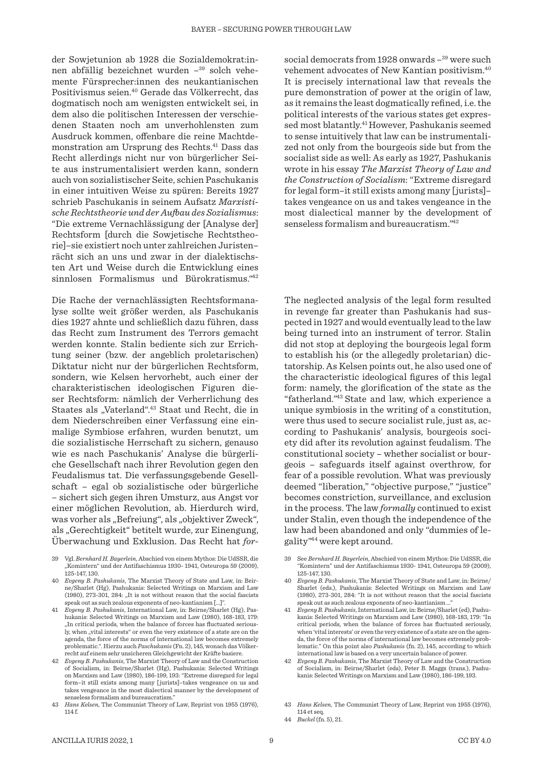der Sowjetunion ab 1928 die Sozialdemokrat:innen abfällig bezeichnet wurden –[39] solch vehemente Fürsprecher:innen des neukantianischen Positivismus seien.[40] Gerade das Völkerrecht, das dogmatisch noch am wenigsten entwickelt sei, in dem also die politischen Interessen der verschiedenen Staaten noch am unverhohlensten zum Ausdruck kommen, offenbare die reine Machtdemonstration am Ursprung des Rechts.[41] Dass das Recht allerdings nicht nur von bürgerlicher Seite aus instrumentalisiert werden kann, sondern auch von sozialistischer Seite, schien Paschukanis in einer intuitiven Weise zu spüren: Bereits 1927 schrieb Paschukanis in seinem Aufsatz *Marxistische Rechtstheorie und der Aufbau des Sozialismus*: "Die extreme Vernachlässigung der [Analyse der] Rechtsform [durch die Sowjetische Rechtstheorie]–sie existiert noch unter zahlreichen Juristen–rächt sich an uns und zwar in der dialektischsten Art und Weise durch die Entwicklung eines sinnlosen Formalismus und Bürokratismus."[42]

Die Rache der vernachlässigten Rechtsformanalyse sollte weit größer werden, als Paschukanis dies 1927 ahnte und schließlich dazu führen, dass das Recht zum Instrument des Terrors gemacht werden konnte. Stalin bediente sich zur Errichtung seiner (bzw. der angeblich proletarischen) Diktatur nicht nur der bürgerlichen Rechtsform, sondern, wie Kelsen hervorhebt, auch einer der charakteristischen ideologischen Figuren dieser Rechtsform: nämlich der Verherrlichung des Staates als „Vaterland".[43] Staat und Recht, die in dem Niederschreiben einer Verfassung eine einmalige Symbiose erfahren, wurden benutzt, um die sozialistische Herrschaft zu sichern, genauso wie es nach Paschukanis' Analyse die bürgerliche Gesellschaft nach ihrer Revolution gegen den Feudalismus tat. Die verfassungsgebende Gesellschaft – egal ob sozialistische oder bürgerliche – sichert sich gegen ihren Umsturz, aus Angst vor einer möglichen Revolution, ab. Hierdurch wird, was vorher als „Befreiung", als „objektiver Zweck", als „Gerechtigkeit" betitelt wurde, zur Einengung, Überwachung und Exklusion. Das Recht hat *for-*

39 Vgl. *Bernhard H. Bayerlein*, Abschied von einem Mythos: Die UdSSR, die „Komintern" und der Antifaschismus 1930- 1941, Osteuropa 59 (2009), 125-147, 130.

40 *Evgeny B. Pashukanis*, The Marxist Theory of State and Law, in: Beirne/Sharlet (Hg), Pashukanis: Selected Writings on Marxism and Law (1980), 273-301, 284: „It is not without reason that the social fascists speak out as such zealous exponents of neo-kantianism [...]".

41 *Evgeny B. Pashukanis*, International Law, in: Beirne/Sharlet (Hg), Pashukanis: Selected Writings on Marxism and Law (1980), 168-183, 179: „In critical periods, when the balance of forces has fluctuated seriously, when „vital interests" or even the very existence of a state are on the agenda, the force of the norms of international law becomes extremely problematic.". Hierzu auch *Paschukanis* (Fn. 2), 145, wonach das Völkerrecht auf einem sehr unsicheren Gleichgewicht der Kräfte basiere.

42 *Evgeny B. Pashukanis*, The Marxist Theory of Law and the Construction of Socialism, in: Beirne/Sharlet (Hg), Pashukanis: Selected Writings on Marxism and Law (1980), 186-199, 193: "Extreme disregard for legal form–it still exists among many [jurists]–takes vengeance on us and takes vengeance in the most dialectical manner by the development of senseless formalism and bureaucratism."

43 *Hans Kelsen*, The Communist Theory of Law, Reprint von 1955 (1976), 114 f.

social democrats from 1928 onwards –[39] were such vehement advocates of New Kantian positivism.[40] It is precisely international law that reveals the pure demonstration of power at the origin of law, as it remains the least dogmatically refined, i.e. the political interests of the various states get expressed most blatantly.[41] However, Pashukanis seemed to sense intuitively that law can be instrumentalized not only from the bourgeois side but from the socialist side as well: As early as 1927, Pashukanis wrote in his essay *The Marxist Theory of Law and the Construction of Socialism*: "Extreme disregard for legal form–it still exists among many [jurists]–takes vengeance on us and takes vengeance in the most dialectical manner by the development of senseless formalism and bureaucratism."[42]

The neglected analysis of the legal form resulted in revenge far greater than Pashukanis had suspected in 1927 and would eventually lead to the law being turned into an instrument of terror. Stalin did not stop at deploying the bourgeois legal form to establish his (or the allegedly proletarian) dictatorship. As Kelsen points out, he also used one of the characteristic ideological figures of this legal form: namely, the glorification of the state as the "fatherland."[43] State and law, which experience a unique symbiosis in the writing of a constitution, were thus used to secure socialist rule, just as, according to Pashukanis' analysis, bourgeois society did after its revolution against feudalism. The constitutional society – whether socialist or bourgeois – safeguards itself against overthrow, for fear of a possible revolution. What was previously deemed "liberation," "objective purpose," "justice" becomes constriction, surveillance, and exclusion in the process. The law *formally* continued to exist under Stalin, even though the independence of the law had been abandoned and only "dummies of legality"[44] were kept around.

39 See *Bernhard H. Bayerlein*, Abschied von einem Mythos: Die UdSSR, die "Komintern" und der Antifaschismus 1930- 1941, Osteuropa 59 (2009), 125-147, 130.

40 *Evgeny B. Pashukanis*, The Marxist Theory of State and Law, in: Beirne/Sharlet (eds.), Pashukanis: Selected Writings on Marxism and Law (1980), 273-301, 284: "It is not without reason that the social fascists speak out as such zealous exponents of neo-kantianism ..."

41 *Evgeny B. Pashukanis*, International Law, in: Beirne/Sharlet (ed), Pashukanis: Selected Writings on Marxism and Law (1980), 168-183, 179: "In critical periods, when the balance of forces has fluctuated seriously, when 'vital interests' or even the very existence of a state are on the agenda, the force of the norms of international law becomes extremely problematic." On this point also *Pashukanis* (fn. 2), 145, according to which international law is based on a very uncertain balance of power.

42 *Evgeny B. Pashukanis*, The Marxist Theory of Law and the Construction of Socialism, in: Beirne/Sharlet (eds), Peter B. Maggs (trans.), Pashukanis: Selected Writings on Marxism and Law (1980), 186-199, 193.

43 *Hans Kelsen*, The Communist Theory of Law, Reprint von 1955 (1976), 114 et seq.

44 *Buckel* (fn. 5), 21.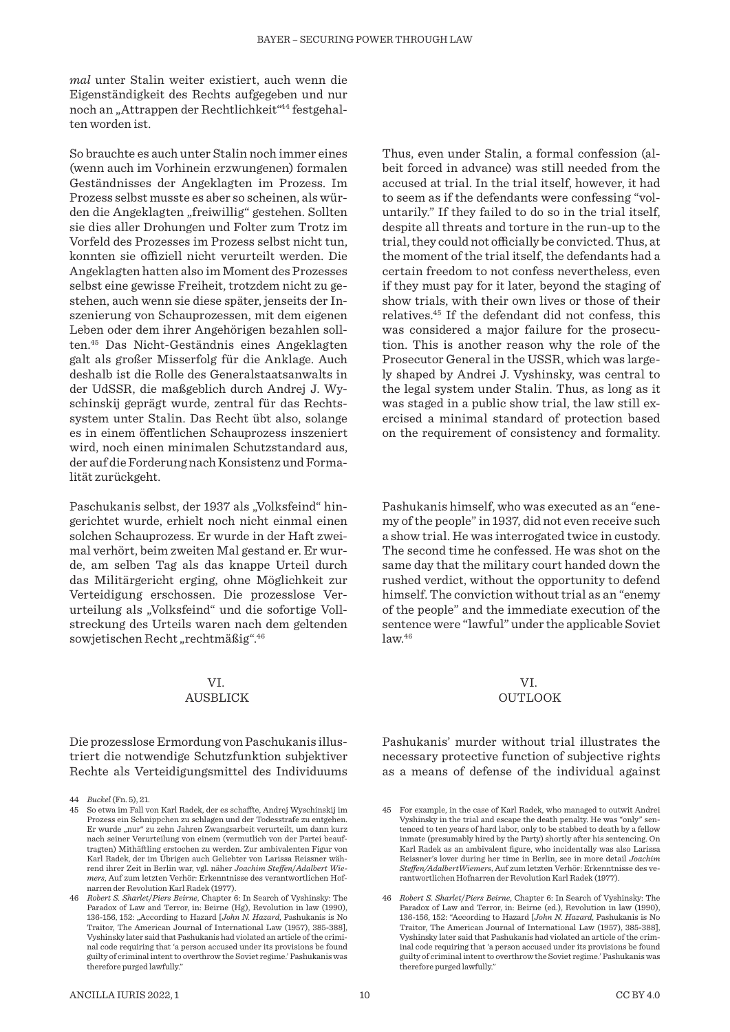*mal* unter Stalin weiter existiert, auch wenn die Eigenständigkeit des Rechts aufgegeben und nur noch an „Attrappen der Rechtlichkeit“[44] festgehalten worden ist.

So brauchte es auch unter Stalin noch immer eines (wenn auch im Vorhinein erzwungenen) formalen Geständnisses der Angeklagten im Prozess. Im Prozess selbst musste es aber so scheinen, als würden die Angeklagten „freiwillig“ gestehen. Sollten sie dies aller Drohungen und Folter zum Trotz im Vorfeld des Prozesses im Prozess selbst nicht tun, konnten sie offiziell nicht verurteilt werden. Die Angeklagten hatten also im Moment des Prozesses selbst eine gewisse Freiheit, trotzdem nicht zu gestehen, auch wenn sie diese später, jenseits der Inszenierung von Schauprozessen, mit dem eigenen Leben oder dem ihrer Angehörigen bezahlen sollten.[45] Das Nicht-Geständnis eines Angeklagten galt als großer Misserfolg für die Anklage. Auch deshalb ist die Rolle des Generalstaatsanwalts in der UdSSR, die maßgeblich durch Andrej J. Wyschinskij geprägt wurde, zentral für das Rechtssystem unter Stalin. Das Recht übt also, solange es in einem öffentlichen Schauprozess inszeniert wird, noch einen minimalen Schutzstandard aus, der auf die Forderung nach Konsistenz und Formalität zurückgeht.

Paschukanis selbst, der 1937 als „Volksfeind“ hingerichtet wurde, erhielt noch nicht einmal einen solchen Schauprozess. Er wurde in der Haft zweimal verhört, beim zweiten Mal gestand er. Er wurde, am selben Tag als das knappe Urteil durch das Militärgericht erging, ohne Möglichkeit zur Verteidigung erschossen. Die prozesslose Verurteilung als „Volksfeind“ und die sofortige Vollstreckung des Urteils waren nach dem geltenden sowjetischen Recht „rechtmäßig“.[46]

Thus, even under Stalin, a formal confession (albeit forced in advance) was still needed from the accused at trial. In the trial itself, however, it had to seem as if the defendants were confessing "voluntarily." If they failed to do so in the trial itself, despite all threats and torture in the run-up to the trial, they could not officially be convicted. Thus, at the moment of the trial itself, the defendants had a certain freedom to not confess nevertheless, even if they must pay for it later, beyond the staging of show trials, with their own lives or those of their relatives.[45] If the defendant did not confess, this was considered a major failure for the prosecution. This is another reason why the role of the Prosecutor General in the USSR, which was largely shaped by Andrei J. Vyshinsky, was central to the legal system under Stalin. Thus, as long as it was staged in a public show trial, the law still exercised a minimal standard of protection based on the requirement of consistency and formality.

Pashukanis himself, who was executed as an "enemy of the people" in 1937, did not even receive such a show trial. He was interrogated twice in custody. The second time he confessed. He was shot on the same day that the military court handed down the rushed verdict, without the opportunity to defend himself. The conviction without trial as an "enemy of the people" and the immediate execution of the sentence were "lawful" under the applicable Soviet law.[46]

## VI. AUSBLICK

Die prozesslose Ermordung von Paschukanis illustriert die notwendige Schutzfunktion subjektiver Rechte als Verteidigungsmittel des Individuums

## VI. OUTLOOK

Pashukanis' murder without trial illustrates the necessary protective function of subjective rights as a means of defense of the individual against

---

44 *Buckel* (Fn. 5), 21.

45 So etwa im Fall von Karl Radek, der es schaffte, Andrej Wyschinskij im Prozess ein Schnippchen zu schlagen und der Todesstrafe zu entgehen. Er wurde „nur“ zu zehn Jahren Zwangsarbeit verurteilt, um dann kurz nach seiner Verurteilung von einem (vermutlich von der Partei beauftragten) Mithäftling erstochen zu werden. Zur ambivalenten Figur von Karl Radek, der im Übrigen auch Geliebter von Larissa Reissner während ihrer Zeit in Berlin war, vgl. näher *Joachim Steffen/Adalbert Wiemers*, Auf zum letzten Verhör: Erkenntnisse des verantwortlichen Hofnarren der Revolution Karl Radek (1977).

46 *Robert S. Sharlet/Piers Beirne*, Chapter 6: In Search of Vyshinsky: The Paradox of Law and Terror, in: Beirne (Hg), Revolution in law (1990), 136-156, 152: „According to Hazard [*John N. Hazard*, Pashukanis is No Traitor, The American Journal of International Law (1957), 385-388], Vyshinsky later said that Pashukanis had violated an article of the criminal code requiring that 'a person accused under its provisions be found guilty of criminal intent to overthrow the Soviet regime.' Pashukanis was therefore purged lawfully."

45 For example, in the case of Karl Radek, who managed to outwit Andrei Vyshinsky in the trial and escape the death penalty. He was "only" sentenced to ten years of hard labor, only to be stabbed to death by a fellow inmate (presumably hired by the Party) shortly after his sentencing. On Karl Radek as an ambivalent figure, who incidentally was also Larissa Reissner's lover during her time in Berlin, see in more detail *Joachim Steffen/AdalbertWiemers*, Auf zum letzten Verhör: Erkenntnisse des verantwortlichen Hofnarren der Revolution Karl Radek (1977).

46 *Robert S. Sharlet/Piers Beirne*, Chapter 6: In Search of Vyshinsky: The Paradox of Law and Terror, in: Beirne (ed.), Revolution in law (1990), 136-156, 152: "According to Hazard [*John N. Hazard*, Pashukanis is No Traitor, The American Journal of International Law (1957), 385-388], Vyshinsky later said that Pashukanis had violated an article of the criminal code requiring that 'a person accused under its provisions be found guilty of criminal intent to overthrow the Soviet regime.' Pashukanis was therefore purged lawfully."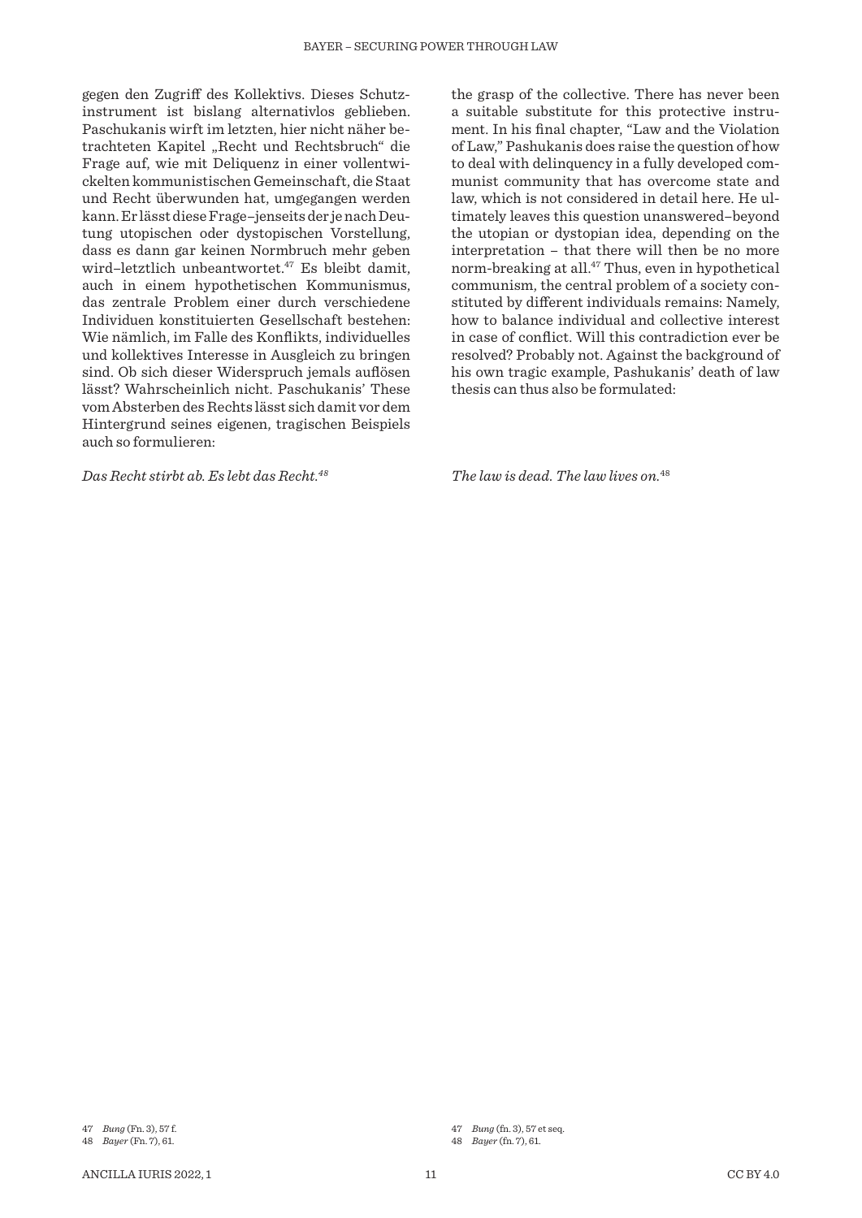gegen den Zugriff des Kollektivs. Dieses Schutzinstrument ist bislang alternativlos geblieben. Paschukanis wirft im letzten, hier nicht näher betrachteten Kapitel „Recht und Rechtsbruch" die Frage auf, wie mit Deliquenz in einer vollentwickelten kommunistischen Gemeinschaft, die Staat und Recht überwunden hat, umgegangen werden kann. Er lässt diese Frage – jenseits der je nach Deutung utopischen oder dystopischen Vorstellung, dass es dann gar keinen Normbruch mehr geben wird – letztlich unbeantwortet.[47] Es bleibt damit, auch in einem hypothetischen Kommunismus, das zentrale Problem einer durch verschiedene Individuen konstituierten Gesellschaft bestehen: Wie nämlich, im Falle des Konflikts, individuelles und kollektives Interesse in Ausgleich zu bringen sind. Ob sich dieser Widerspruch jemals auflösen lässt? Wahrscheinlich nicht. Paschukanis' These vom Absterben des Rechts lässt sich damit vor dem Hintergrund seines eigenen, tragischen Beispiels auch so formulieren:

*Das Recht stirbt ab. Es lebt das Recht.*[48]

the grasp of the collective. There has never been a suitable substitute for this protective instrument. In his final chapter, "Law and the Violation of Law," Pashukanis does raise the question of how to deal with delinquency in a fully developed communist community that has overcome state and law, which is not considered in detail here. He ultimately leaves this question unanswered – beyond the utopian or dystopian idea, depending on the interpretation – that there will then be no more norm-breaking at all.[47] Thus, even in hypothetical communism, the central problem of a society constituted by different individuals remains: Namely, how to balance individual and collective interest in case of conflict. Will this contradiction ever be resolved? Probably not. Against the background of his own tragic example, Pashukanis' death of law thesis can thus also be formulated:

*The law is dead. The law lives on.*[48]

---

47 *Bung* (Fn. 3), 57 f.
48 *Bayer* (Fn. 7), 61.

47 *Bung* (fn. 3), 57 et seq.
48 *Bayer* (fn. 7), 61.